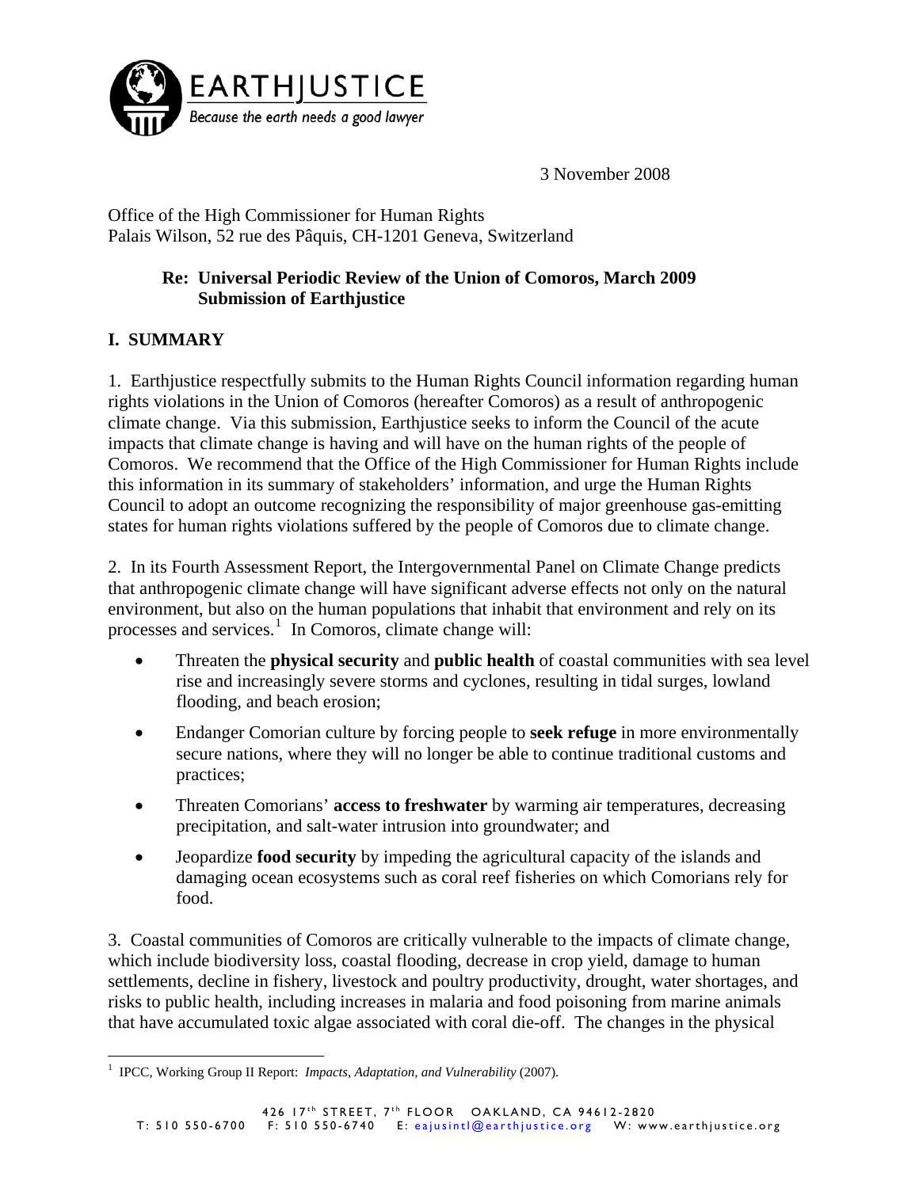EARTHJUSTICE

*Because the earth needs a good lawyer*

3 November 2008

Office of the High Commissioner for Human Rights
Palais Wilson, 52 rue des Pâquis, CH-1201 Geneva, Switzerland

**Re: Universal Periodic Review of the Union of Comoros, March 2009
Submission of Earthjustice**

## I. SUMMARY

1. Earthjustice respectfully submits to the Human Rights Council information regarding human rights violations in the Union of Comoros (hereafter Comoros) as a result of anthropogenic climate change. Via this submission, Earthjustice seeks to inform the Council of the acute impacts that climate change is having and will have on the human rights of the people of Comoros. We recommend that the Office of the High Commissioner for Human Rights include this information in its summary of stakeholders' information, and urge the Human Rights Council to adopt an outcome recognizing the responsibility of major greenhouse gas-emitting states for human rights violations suffered by the people of Comoros due to climate change.

2. In its Fourth Assessment Report, the Intergovernmental Panel on Climate Change predicts that anthropogenic climate change will have significant adverse effects not only on the natural environment, but also on the human populations that inhabit that environment and rely on its processes and services.[1] In Comoros, climate change will:

- Threaten the **physical security** and **public health** of coastal communities with sea level rise and increasingly severe storms and cyclones, resulting in tidal surges, lowland flooding, and beach erosion;
- Endanger Comorian culture by forcing people to **seek refuge** in more environmentally secure nations, where they will no longer be able to continue traditional customs and practices;
- Threaten Comorians' **access to freshwater** by warming air temperatures, decreasing precipitation, and salt-water intrusion into groundwater; and
- Jeopardize **food security** by impeding the agricultural capacity of the islands and damaging ocean ecosystems such as coral reef fisheries on which Comorians rely for food.

3. Coastal communities of Comoros are critically vulnerable to the impacts of climate change, which include biodiversity loss, coastal flooding, decrease in crop yield, damage to human settlements, decline in fishery, livestock and poultry productivity, drought, water shortages, and risks to public health, including increases in malaria and food poisoning from marine animals that have accumulated toxic algae associated with coral die-off. The changes in the physical

[1] IPCC, Working Group II Report: *Impacts, Adaptation, and Vulnerability* (2007).

426 17th STREET, 7th FLOOR OAKLAND, CA 94612-2820
T: 510 550-6700 F: 510 550-6740 E: eajusintl@earthjustice.org W: www.earthjustice.org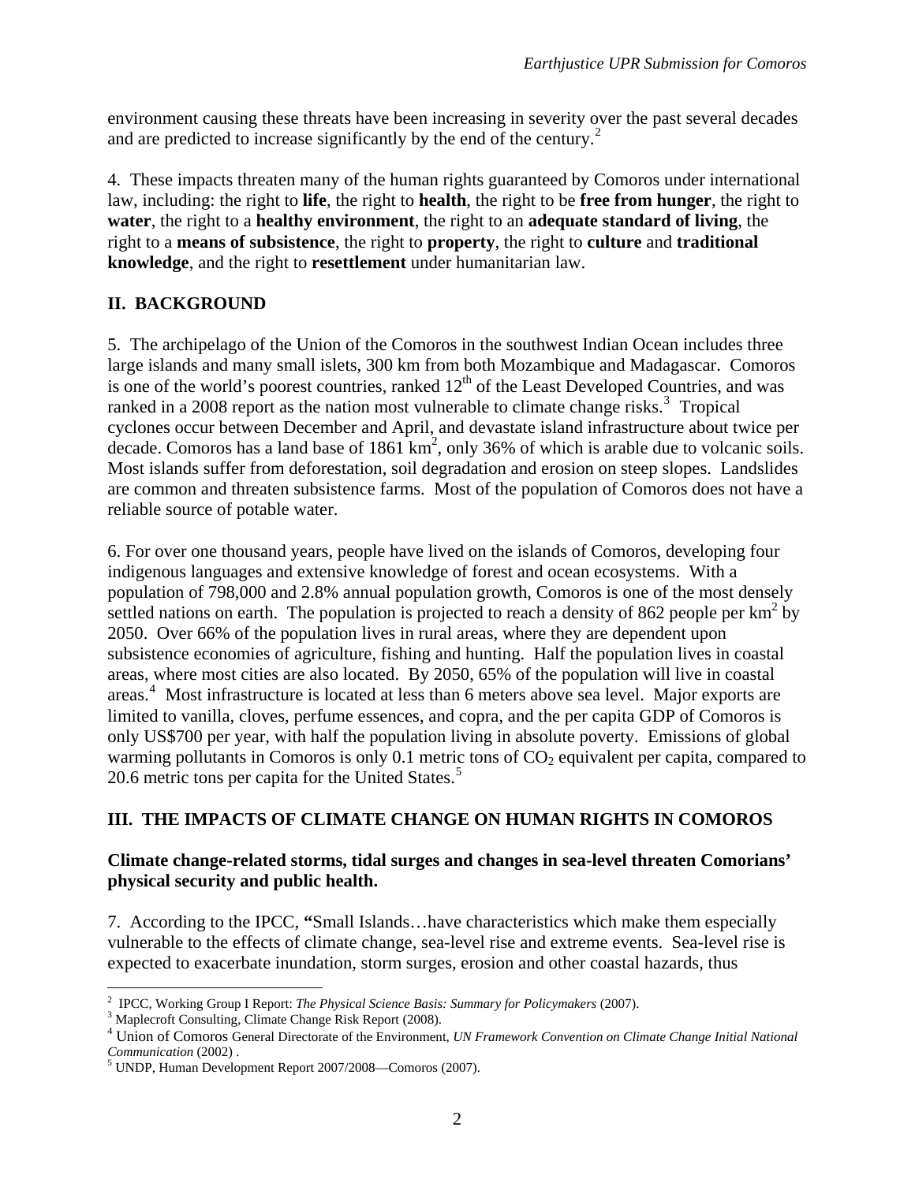environment causing these threats have been increasing in severity over the past several decades and are predicted to increase significantly by the end of the century.[2]

4. These impacts threaten many of the human rights guaranteed by Comoros under international law, including: the right to **life**, the right to **health**, the right to be **free from hunger**, the right to **water**, the right to a **healthy environment**, the right to an **adequate standard of living**, the right to a **means of subsistence**, the right to **property**, the right to **culture** and **traditional knowledge**, and the right to **resettlement** under humanitarian law.

## II. BACKGROUND

5. The archipelago of the Union of the Comoros in the southwest Indian Ocean includes three large islands and many small islets, 300 km from both Mozambique and Madagascar. Comoros is one of the world's poorest countries, ranked 12th of the Least Developed Countries, and was ranked in a 2008 report as the nation most vulnerable to climate change risks.[3] Tropical cyclones occur between December and April, and devastate island infrastructure about twice per decade. Comoros has a land base of 1861 $km^2$, only 36% of which is arable due to volcanic soils. Most islands suffer from deforestation, soil degradation and erosion on steep slopes. Landslides are common and threaten subsistence farms. Most of the population of Comoros does not have a reliable source of potable water.

6. For over one thousand years, people have lived on the islands of Comoros, developing four indigenous languages and extensive knowledge of forest and ocean ecosystems. With a population of 798,000 and 2.8% annual population growth, Comoros is one of the most densely settled nations on earth. The population is projected to reach a density of 862 people per $km^2$ by 2050. Over 66% of the population lives in rural areas, where they are dependent upon subsistence economies of agriculture, fishing and hunting. Half the population lives in coastal areas, where most cities are also located. By 2050, 65% of the population will live in coastal areas.[4] Most infrastructure is located at less than 6 meters above sea level. Major exports are limited to vanilla, cloves, perfume essences, and copra, and the per capita GDP of Comoros is only US$700 per year, with half the population living in absolute poverty. Emissions of global warming pollutants in Comoros is only 0.1 metric tons of $CO_2$ equivalent per capita, compared to 20.6 metric tons per capita for the United States.[5]

## III. THE IMPACTS OF CLIMATE CHANGE ON HUMAN RIGHTS IN COMOROS

### Climate change-related storms, tidal surges and changes in sea-level threaten Comorians' physical security and public health.

7. According to the IPCC, **"**Small Islands…have characteristics which make them especially vulnerable to the effects of climate change, sea-level rise and extreme events. Sea-level rise is expected to exacerbate inundation, storm surges, erosion and other coastal hazards, thus

---

[2] IPCC, Working Group I Report: *The Physical Science Basis: Summary for Policymakers* (2007).

[3] Maplecroft Consulting, Climate Change Risk Report (2008).

[4] Union of Comoros General Directorate of the Environment, *UN Framework Convention on Climate Change Initial National Communication* (2002) .

[5] UNDP, Human Development Report 2007/2008—Comoros (2007).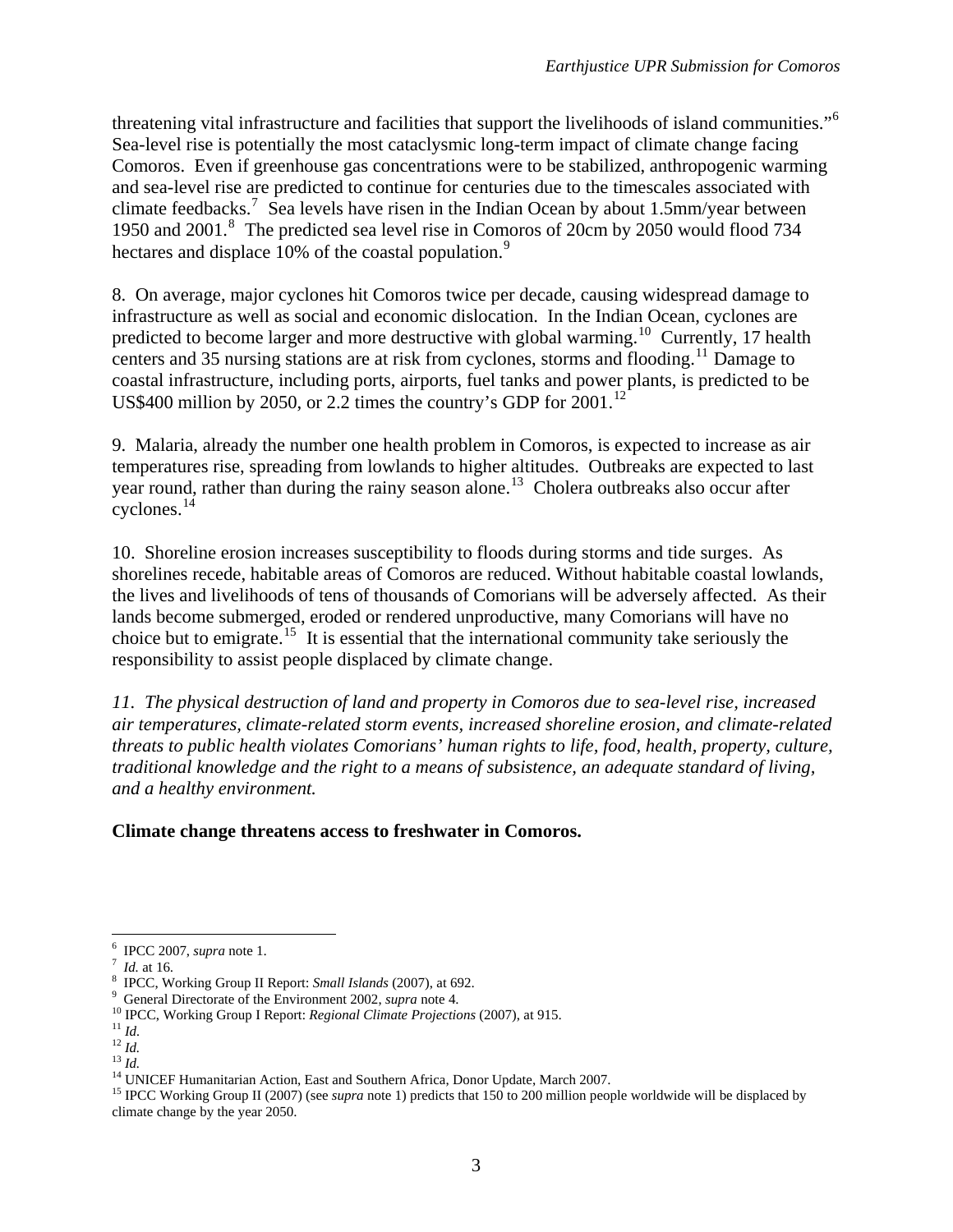threatening vital infrastructure and facilities that support the livelihoods of island communities."[6] Sea-level rise is potentially the most cataclysmic long-term impact of climate change facing Comoros. Even if greenhouse gas concentrations were to be stabilized, anthropogenic warming and sea-level rise are predicted to continue for centuries due to the timescales associated with climate feedbacks.[7] Sea levels have risen in the Indian Ocean by about 1.5mm/year between 1950 and 2001.[8] The predicted sea level rise in Comoros of 20cm by 2050 would flood 734 hectares and displace 10% of the coastal population.[9]

8. On average, major cyclones hit Comoros twice per decade, causing widespread damage to infrastructure as well as social and economic dislocation. In the Indian Ocean, cyclones are predicted to become larger and more destructive with global warming.[10] Currently, 17 health centers and 35 nursing stations are at risk from cyclones, storms and flooding.[11] Damage to coastal infrastructure, including ports, airports, fuel tanks and power plants, is predicted to be US$400 million by 2050, or 2.2 times the country's GDP for 2001.[12]

9. Malaria, already the number one health problem in Comoros, is expected to increase as air temperatures rise, spreading from lowlands to higher altitudes. Outbreaks are expected to last year round, rather than during the rainy season alone.[13] Cholera outbreaks also occur after cyclones.[14]

10. Shoreline erosion increases susceptibility to floods during storms and tide surges. As shorelines recede, habitable areas of Comoros are reduced. Without habitable coastal lowlands, the lives and livelihoods of tens of thousands of Comorians will be adversely affected. As their lands become submerged, eroded or rendered unproductive, many Comorians will have no choice but to emigrate.[15] It is essential that the international community take seriously the responsibility to assist people displaced by climate change.

*11. The physical destruction of land and property in Comoros due to sea-level rise, increased air temperatures, climate-related storm events, increased shoreline erosion, and climate-related threats to public health violates Comorians' human rights to life, food, health, property, culture, traditional knowledge and the right to a means of subsistence, an adequate standard of living, and a healthy environment.*

**Climate change threatens access to freshwater in Comoros.**

---

[6] IPCC 2007, *supra* note 1.
[7] *Id.* at 16.
[8] IPCC, Working Group II Report: *Small Islands* (2007), at 692.
[9] General Directorate of the Environment 2002, *supra* note 4.
[10] IPCC, Working Group I Report: *Regional Climate Projections* (2007), at 915.
[11] *Id.*
[12] *Id.*
[13] *Id.*
[14] UNICEF Humanitarian Action, East and Southern Africa, Donor Update, March 2007.
[15] IPCC Working Group II (2007) (see *supra* note 1) predicts that 150 to 200 million people worldwide will be displaced by climate change by the year 2050.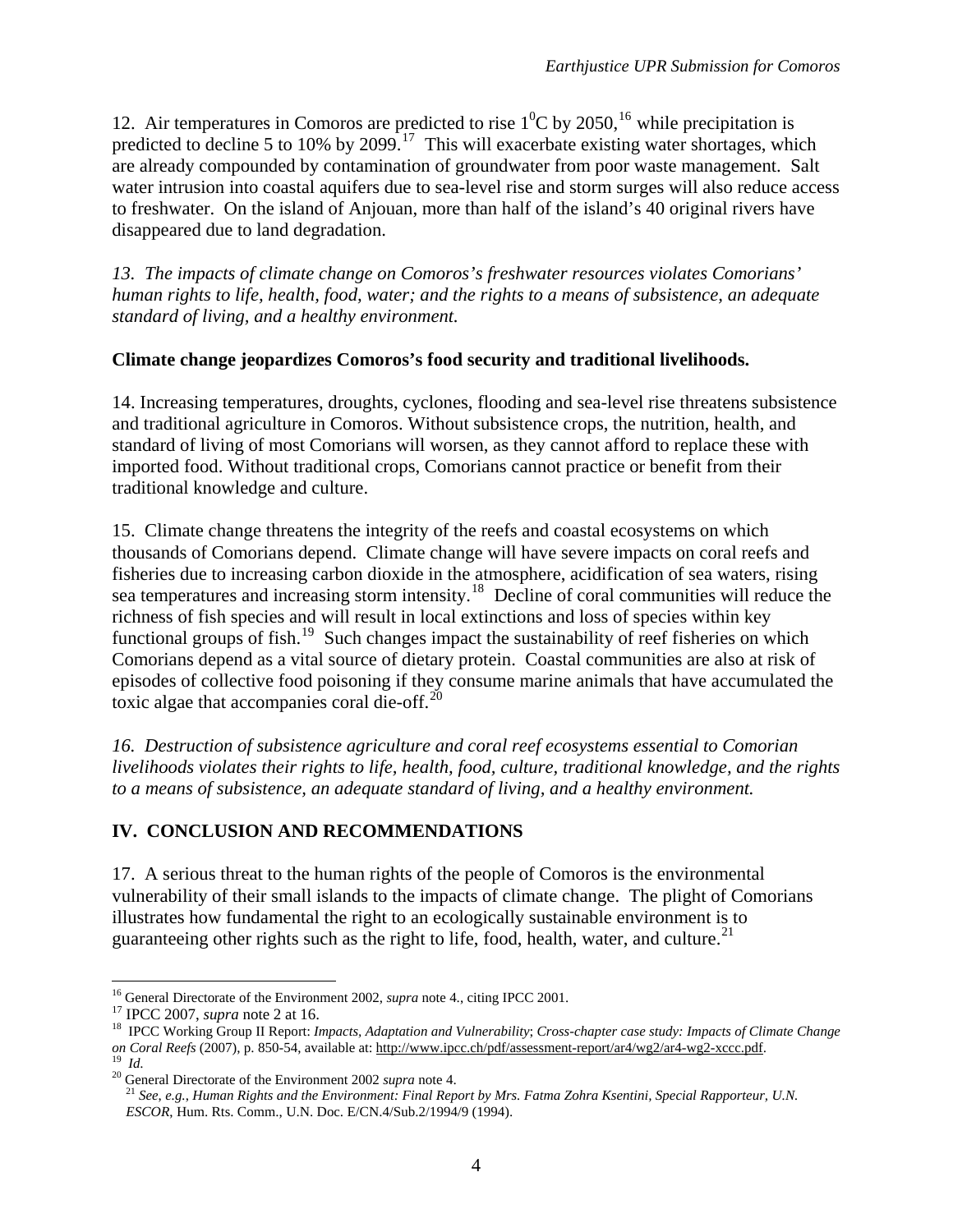12. Air temperatures in Comoros are predicted to rise $1^0$C by 2050,[16] while precipitation is predicted to decline 5 to 10% by 2099.[17] This will exacerbate existing water shortages, which are already compounded by contamination of groundwater from poor waste management. Salt water intrusion into coastal aquifers due to sea-level rise and storm surges will also reduce access to freshwater. On the island of Anjouan, more than half of the island's 40 original rivers have disappeared due to land degradation.

*13. The impacts of climate change on Comoros's freshwater resources violates Comorians' human rights to life, health, food, water; and the rights to a means of subsistence, an adequate standard of living, and a healthy environment.*

**Climate change jeopardizes Comoros's food security and traditional livelihoods.**

14. Increasing temperatures, droughts, cyclones, flooding and sea-level rise threatens subsistence and traditional agriculture in Comoros. Without subsistence crops, the nutrition, health, and standard of living of most Comorians will worsen, as they cannot afford to replace these with imported food. Without traditional crops, Comorians cannot practice or benefit from their traditional knowledge and culture.

15. Climate change threatens the integrity of the reefs and coastal ecosystems on which thousands of Comorians depend. Climate change will have severe impacts on coral reefs and fisheries due to increasing carbon dioxide in the atmosphere, acidification of sea waters, rising sea temperatures and increasing storm intensity.[18] Decline of coral communities will reduce the richness of fish species and will result in local extinctions and loss of species within key functional groups of fish.[19] Such changes impact the sustainability of reef fisheries on which Comorians depend as a vital source of dietary protein. Coastal communities are also at risk of episodes of collective food poisoning if they consume marine animals that have accumulated the toxic algae that accompanies coral die-off.[20]

*16. Destruction of subsistence agriculture and coral reef ecosystems essential to Comorian livelihoods violates their rights to life, health, food, culture, traditional knowledge, and the rights to a means of subsistence, an adequate standard of living, and a healthy environment.*

## IV. CONCLUSION AND RECOMMENDATIONS

17. A serious threat to the human rights of the people of Comoros is the environmental vulnerability of their small islands to the impacts of climate change. The plight of Comorians illustrates how fundamental the right to an ecologically sustainable environment is to guaranteeing other rights such as the right to life, food, health, water, and culture.[21]

---

[16] General Directorate of the Environment 2002, *supra* note 4., citing IPCC 2001.

[17] IPCC 2007, *supra* note 2 at 16.

[18] IPCC Working Group II Report: *Impacts, Adaptation and Vulnerability*; *Cross-chapter case study: Impacts of Climate Change on Coral Reefs* (2007), p. 850-54, available at: http://www.ipcc.ch/pdf/assessment-report/ar4/wg2/ar4-wg2-xccc.pdf.

[19] *Id.*

[20] General Directorate of the Environment 2002 *supra* note 4.

[21] *See, e.g., Human Rights and the Environment: Final Report by Mrs. Fatma Zohra Ksentini, Special Rapporteur, U.N. ESCOR*, Hum. Rts. Comm., U.N. Doc. E/CN.4/Sub.2/1994/9 (1994).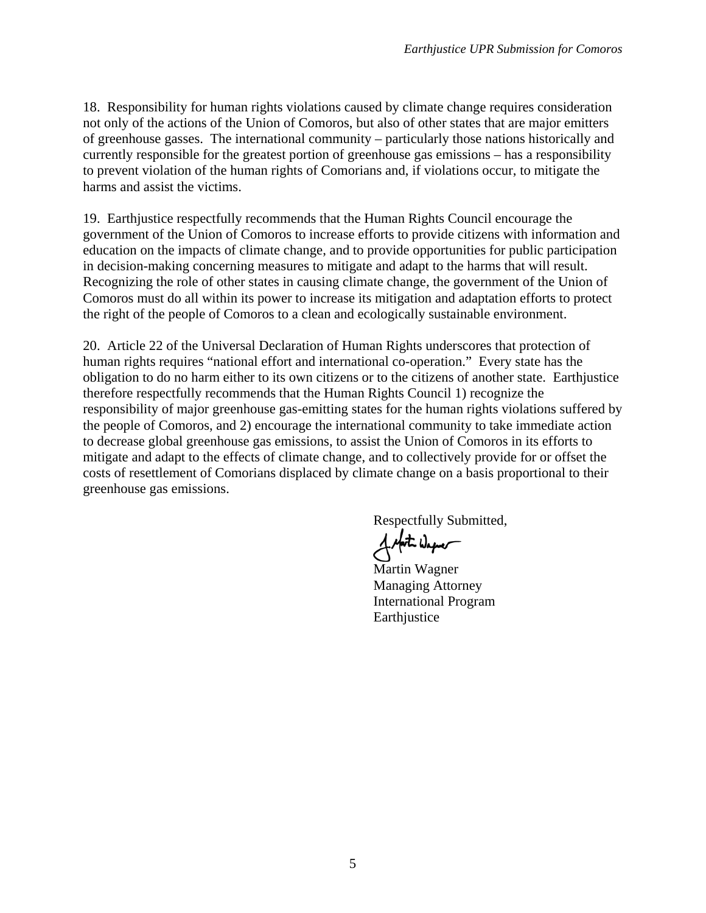18. Responsibility for human rights violations caused by climate change requires consideration not only of the actions of the Union of Comoros, but also of other states that are major emitters of greenhouse gasses. The international community – particularly those nations historically and currently responsible for the greatest portion of greenhouse gas emissions – has a responsibility to prevent violation of the human rights of Comorians and, if violations occur, to mitigate the harms and assist the victims.

19. Earthjustice respectfully recommends that the Human Rights Council encourage the government of the Union of Comoros to increase efforts to provide citizens with information and education on the impacts of climate change, and to provide opportunities for public participation in decision-making concerning measures to mitigate and adapt to the harms that will result. Recognizing the role of other states in causing climate change, the government of the Union of Comoros must do all within its power to increase its mitigation and adaptation efforts to protect the right of the people of Comoros to a clean and ecologically sustainable environment.

20. Article 22 of the Universal Declaration of Human Rights underscores that protection of human rights requires "national effort and international co-operation." Every state has the obligation to do no harm either to its own citizens or to the citizens of another state. Earthjustice therefore respectfully recommends that the Human Rights Council 1) recognize the responsibility of major greenhouse gas-emitting states for the human rights violations suffered by the people of Comoros, and 2) encourage the international community to take immediate action to decrease global greenhouse gas emissions, to assist the Union of Comoros in its efforts to mitigate and adapt to the effects of climate change, and to collectively provide for or offset the costs of resettlement of Comorians displaced by climate change on a basis proportional to their greenhouse gas emissions.

Respectfully Submitted,

Martin Wagner
Managing Attorney
International Program
Earthjustice